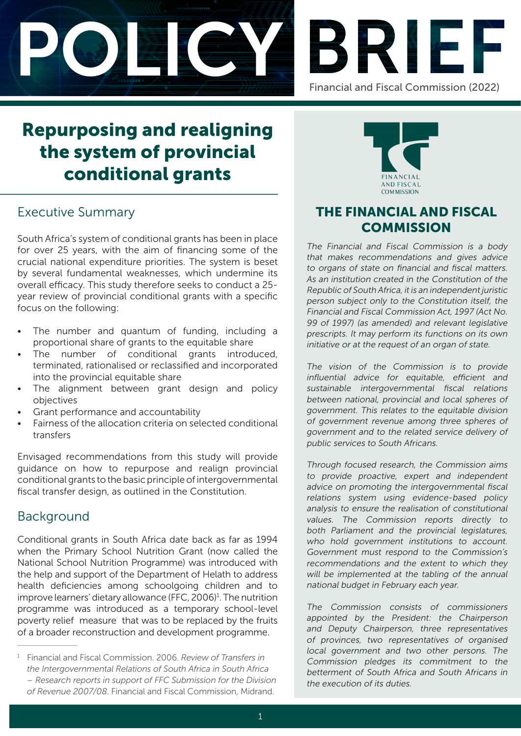# POLICY BRIEF

Financial and Fiscal Commission (2022)

# Repurposing and realigning the system of provincial conditional grants

## Executive Summary

South Africa's system of conditional grants has been in place for over 25 years, with the aim of financing some of the crucial national expenditure priorities. The system is beset by several fundamental weaknesses, which undermine its overall efficacy. This study therefore seeks to conduct a 25-year review of provincial conditional grants with a specific focus on the following:

- The number and quantum of funding, including a proportional share of grants to the equitable share
- The number of conditional grants introduced, terminated, rationalised or reclassified and incorporated into the provincial equitable share
- The alignment between grant design and policy objectives
- Grant performance and accountability
- Fairness of the allocation criteria on selected conditional transfers

Envisaged recommendations from this study will provide guidance on how to repurpose and realign provincial conditional grants to the basic principle of intergovernmental fiscal transfer design, as outlined in the Constitution.

## Background

Conditional grants in South Africa date back as far as 1994 when the Primary School Nutrition Grant (now called the National School Nutrition Programme) was introduced with the help and support of the Department of Helath to address health deficiencies among schoolgoing children and to improve learners' dietary allowance (FFC, 2006)[1]. The nutrition programme was introduced as a temporary school-level poverty relief measure that was to be replaced by the fruits of a broader reconstruction and development programme.

[1] Financial and Fiscal Commission. 2006. *Review of Transfers in the Intergovernmental Relations of South Africa in South Africa – Research reports in support of FFC Submission for the Division of Revenue 2007/08*. Financial and Fiscal Commission, Midrand.

FINANCIAL AND FISCAL COMMISSION

## THE FINANCIAL AND FISCAL COMMISSION

*The Financial and Fiscal Commission is a body that makes recommendations and gives advice to organs of state on financial and fiscal matters. As an institution created in the Constitution of the Republic of South Africa, it is an independent juristic person subject only to the Constitution itself, the Financial and Fiscal Commission Act, 1997 (Act No. 99 of 1997) (as amended) and relevant legislative prescripts. It may perform its functions on its own initiative or at the request of an organ of state.*

*The vision of the Commission is to provide influential advice for equitable, efficient and sustainable intergovernmental fiscal relations between national, provincial and local spheres of government. This relates to the equitable division of government revenue among three spheres of government and to the related service delivery of public services to South Africans.*

*Through focused research, the Commission aims to provide proactive, expert and independent advice on promoting the intergovernmental fiscal relations system using evidence-based policy analysis to ensure the realisation of constitutional values. The Commission reports directly to both Parliament and the provincial legislatures, who hold government institutions to account. Government must respond to the Commission's recommendations and the extent to which they will be implemented at the tabling of the annual national budget in February each year.*

*The Commission consists of commissioners appointed by the President: the Chairperson and Deputy Chairperson, three representatives of provinces, two representatives of organised local government and two other persons. The Commission pledges its commitment to the betterment of South Africa and South Africans in the execution of its duties.*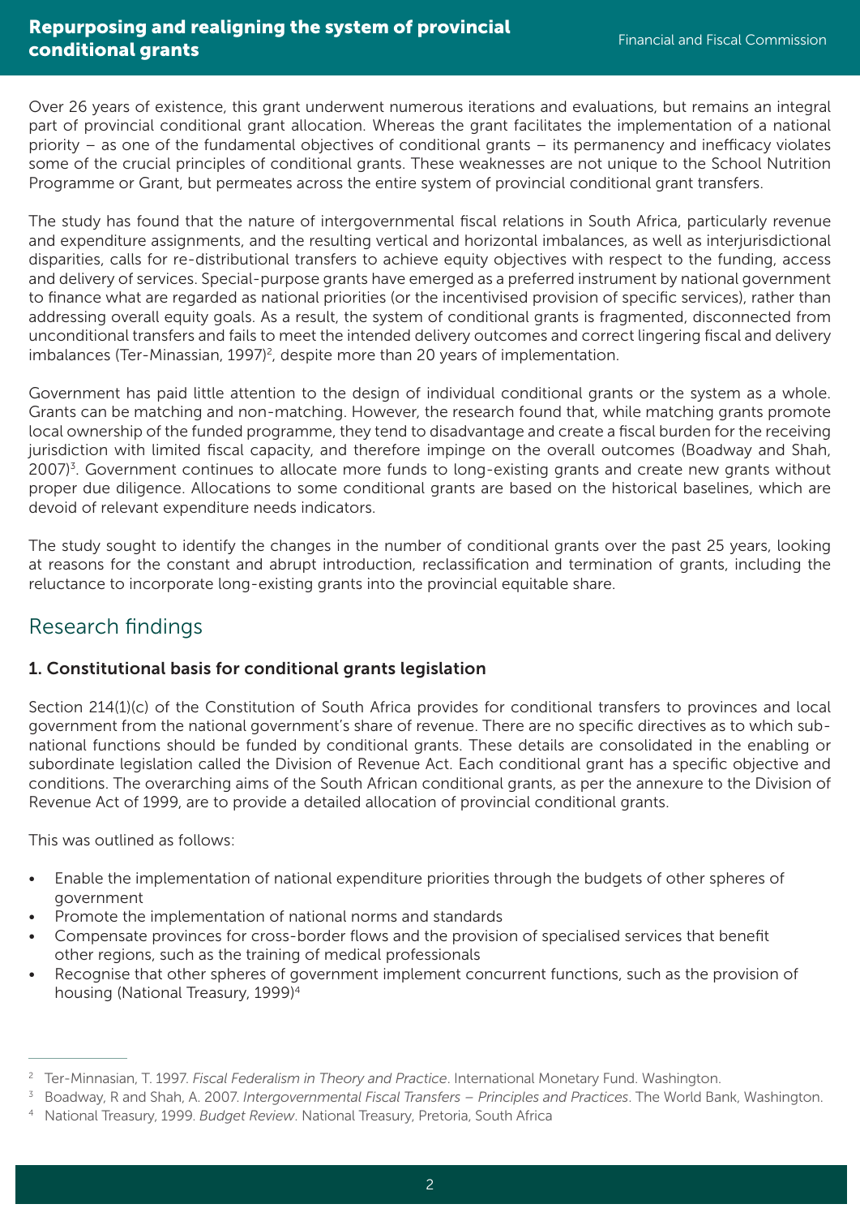Over 26 years of existence, this grant underwent numerous iterations and evaluations, but remains an integral part of provincial conditional grant allocation. Whereas the grant facilitates the implementation of a national priority – as one of the fundamental objectives of conditional grants – its permanency and inefficacy violates some of the crucial principles of conditional grants. These weaknesses are not unique to the School Nutrition Programme or Grant, but permeates across the entire system of provincial conditional grant transfers.

The study has found that the nature of intergovernmental fiscal relations in South Africa, particularly revenue and expenditure assignments, and the resulting vertical and horizontal imbalances, as well as interjurisdictional disparities, calls for re-distributional transfers to achieve equity objectives with respect to the funding, access and delivery of services. Special-purpose grants have emerged as a preferred instrument by national government to finance what are regarded as national priorities (or the incentivised provision of specific services), rather than addressing overall equity goals. As a result, the system of conditional grants is fragmented, disconnected from unconditional transfers and fails to meet the intended delivery outcomes and correct lingering fiscal and delivery imbalances (Ter-Minassian, 1997)[2], despite more than 20 years of implementation.

Government has paid little attention to the design of individual conditional grants or the system as a whole. Grants can be matching and non-matching. However, the research found that, while matching grants promote local ownership of the funded programme, they tend to disadvantage and create a fiscal burden for the receiving jurisdiction with limited fiscal capacity, and therefore impinge on the overall outcomes (Boadway and Shah, 2007)[3]. Government continues to allocate more funds to long-existing grants and create new grants without proper due diligence. Allocations to some conditional grants are based on the historical baselines, which are devoid of relevant expenditure needs indicators.

The study sought to identify the changes in the number of conditional grants over the past 25 years, looking at reasons for the constant and abrupt introduction, reclassification and termination of grants, including the reluctance to incorporate long-existing grants into the provincial equitable share.

## Research findings

### 1. Constitutional basis for conditional grants legislation

Section 214(1)(c) of the Constitution of South Africa provides for conditional transfers to provinces and local government from the national government's share of revenue. There are no specific directives as to which sub-national functions should be funded by conditional grants. These details are consolidated in the enabling or subordinate legislation called the Division of Revenue Act. Each conditional grant has a specific objective and conditions. The overarching aims of the South African conditional grants, as per the annexure to the Division of Revenue Act of 1999, are to provide a detailed allocation of provincial conditional grants.

This was outlined as follows:

- Enable the implementation of national expenditure priorities through the budgets of other spheres of government
- Promote the implementation of national norms and standards
- Compensate provinces for cross-border flows and the provision of specialised services that benefit other regions, such as the training of medical professionals
- Recognise that other spheres of government implement concurrent functions, such as the provision of housing (National Treasury, 1999)[4]

---

[2] Ter-Minnasian, T. 1997. *Fiscal Federalism in Theory and Practice*. International Monetary Fund. Washington.

[3] Boadway, R and Shah, A. 2007. *Intergovernmental Fiscal Transfers – Principles and Practices*. The World Bank, Washington.

[4] National Treasury, 1999. *Budget Review*. National Treasury, Pretoria, South Africa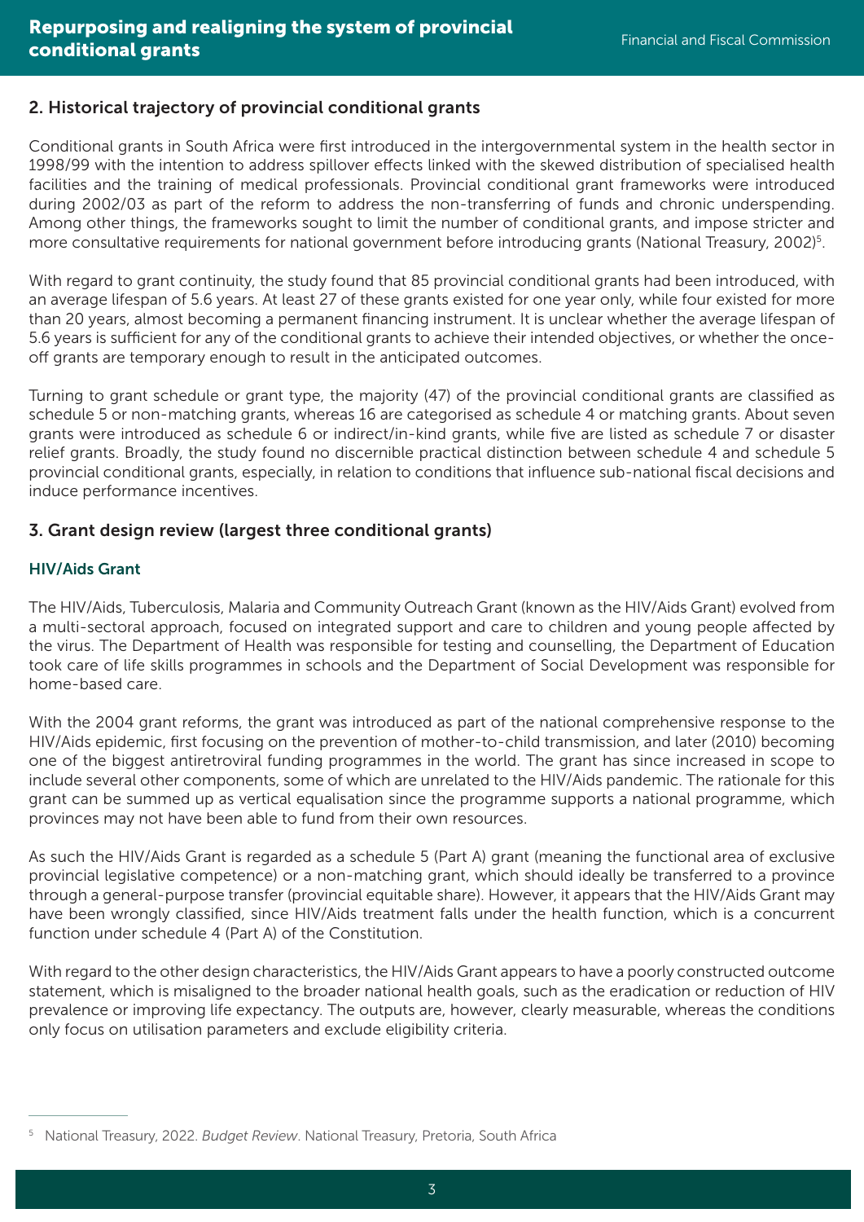## 2. Historical trajectory of provincial conditional grants

Conditional grants in South Africa were first introduced in the intergovernmental system in the health sector in 1998/99 with the intention to address spillover effects linked with the skewed distribution of specialised health facilities and the training of medical professionals. Provincial conditional grant frameworks were introduced during 2002/03 as part of the reform to address the non-transferring of funds and chronic underspending. Among other things, the frameworks sought to limit the number of conditional grants, and impose stricter and more consultative requirements for national government before introducing grants (National Treasury, 2002)[5].

With regard to grant continuity, the study found that 85 provincial conditional grants had been introduced, with an average lifespan of 5.6 years. At least 27 of these grants existed for one year only, while four existed for more than 20 years, almost becoming a permanent financing instrument. It is unclear whether the average lifespan of 5.6 years is sufficient for any of the conditional grants to achieve their intended objectives, or whether the once-off grants are temporary enough to result in the anticipated outcomes.

Turning to grant schedule or grant type, the majority (47) of the provincial conditional grants are classified as schedule 5 or non-matching grants, whereas 16 are categorised as schedule 4 or matching grants. About seven grants were introduced as schedule 6 or indirect/in-kind grants, while five are listed as schedule 7 or disaster relief grants. Broadly, the study found no discernible practical distinction between schedule 4 and schedule 5 provincial conditional grants, especially, in relation to conditions that influence sub-national fiscal decisions and induce performance incentives.

## 3. Grant design review (largest three conditional grants)

### HIV/Aids Grant

The HIV/Aids, Tuberculosis, Malaria and Community Outreach Grant (known as the HIV/Aids Grant) evolved from a multi-sectoral approach, focused on integrated support and care to children and young people affected by the virus. The Department of Health was responsible for testing and counselling, the Department of Education took care of life skills programmes in schools and the Department of Social Development was responsible for home-based care.

With the 2004 grant reforms, the grant was introduced as part of the national comprehensive response to the HIV/Aids epidemic, first focusing on the prevention of mother-to-child transmission, and later (2010) becoming one of the biggest antiretroviral funding programmes in the world. The grant has since increased in scope to include several other components, some of which are unrelated to the HIV/Aids pandemic. The rationale for this grant can be summed up as vertical equalisation since the programme supports a national programme, which provinces may not have been able to fund from their own resources.

As such the HIV/Aids Grant is regarded as a schedule 5 (Part A) grant (meaning the functional area of exclusive provincial legislative competence) or a non-matching grant, which should ideally be transferred to a province through a general-purpose transfer (provincial equitable share). However, it appears that the HIV/Aids Grant may have been wrongly classified, since HIV/Aids treatment falls under the health function, which is a concurrent function under schedule 4 (Part A) of the Constitution.

With regard to the other design characteristics, the HIV/Aids Grant appears to have a poorly constructed outcome statement, which is misaligned to the broader national health goals, such as the eradication or reduction of HIV prevalence or improving life expectancy. The outputs are, however, clearly measurable, whereas the conditions only focus on utilisation parameters and exclude eligibility criteria.

---

[5] National Treasury, 2022. *Budget Review*. National Treasury, Pretoria, South Africa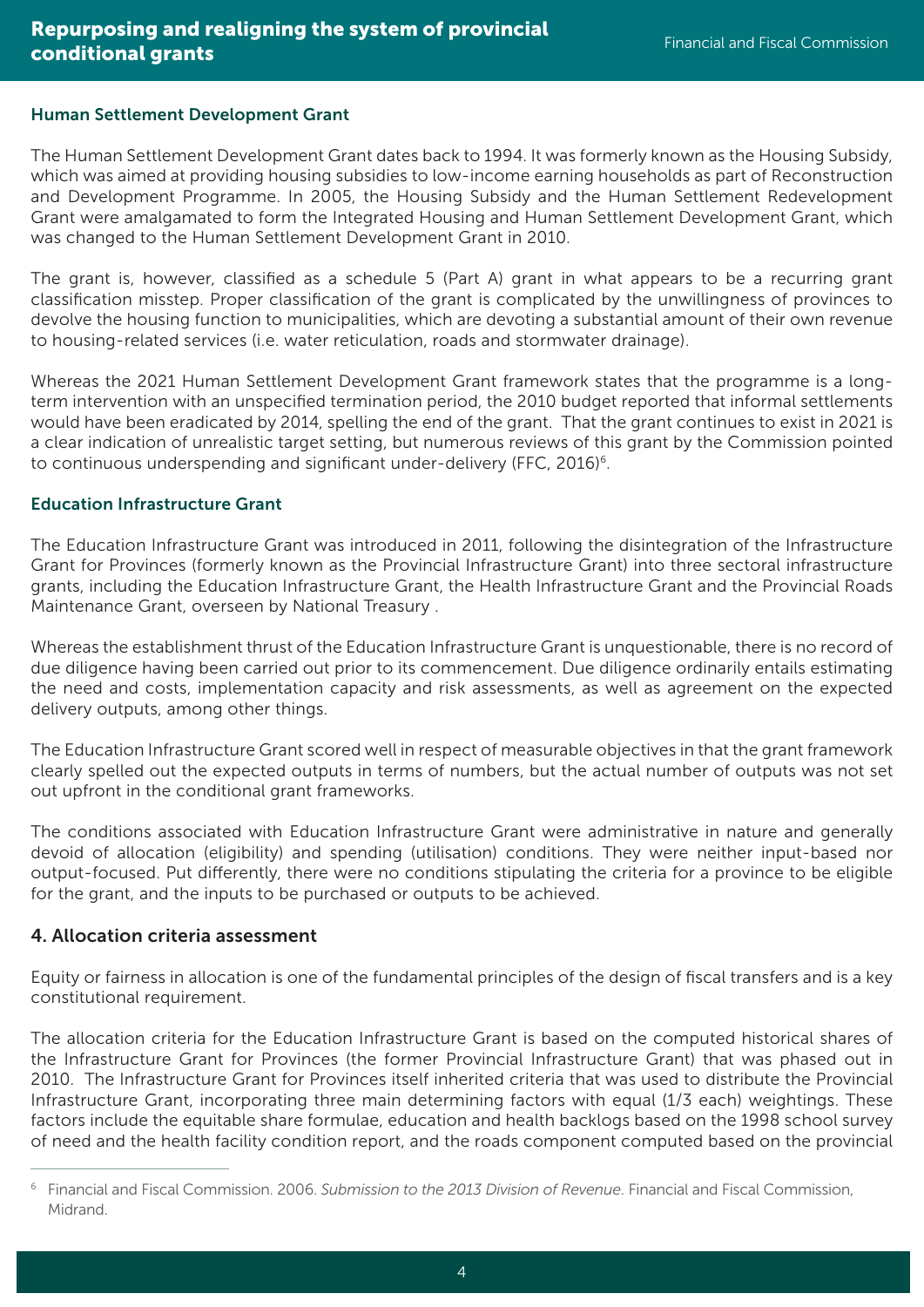### Human Settlement Development Grant

The Human Settlement Development Grant dates back to 1994. It was formerly known as the Housing Subsidy, which was aimed at providing housing subsidies to low-income earning households as part of Reconstruction and Development Programme. In 2005, the Housing Subsidy and the Human Settlement Redevelopment Grant were amalgamated to form the Integrated Housing and Human Settlement Development Grant, which was changed to the Human Settlement Development Grant in 2010.

The grant is, however, classified as a schedule 5 (Part A) grant in what appears to be a recurring grant classification misstep. Proper classification of the grant is complicated by the unwillingness of provinces to devolve the housing function to municipalities, which are devoting a substantial amount of their own revenue to housing-related services (i.e. water reticulation, roads and stormwater drainage).

Whereas the 2021 Human Settlement Development Grant framework states that the programme is a long-term intervention with an unspecified termination period, the 2010 budget reported that informal settlements would have been eradicated by 2014, spelling the end of the grant. That the grant continues to exist in 2021 is a clear indication of unrealistic target setting, but numerous reviews of this grant by the Commission pointed to continuous underspending and significant under-delivery (FFC, 2016)[6].

### Education Infrastructure Grant

The Education Infrastructure Grant was introduced in 2011, following the disintegration of the Infrastructure Grant for Provinces (formerly known as the Provincial Infrastructure Grant) into three sectoral infrastructure grants, including the Education Infrastructure Grant, the Health Infrastructure Grant and the Provincial Roads Maintenance Grant, overseen by National Treasury .

Whereas the establishment thrust of the Education Infrastructure Grant is unquestionable, there is no record of due diligence having been carried out prior to its commencement. Due diligence ordinarily entails estimating the need and costs, implementation capacity and risk assessments, as well as agreement on the expected delivery outputs, among other things.

The Education Infrastructure Grant scored well in respect of measurable objectives in that the grant framework clearly spelled out the expected outputs in terms of numbers, but the actual number of outputs was not set out upfront in the conditional grant frameworks.

The conditions associated with Education Infrastructure Grant were administrative in nature and generally devoid of allocation (eligibility) and spending (utilisation) conditions. They were neither input-based nor output-focused. Put differently, there were no conditions stipulating the criteria for a province to be eligible for the grant, and the inputs to be purchased or outputs to be achieved.

## 4. Allocation criteria assessment

Equity or fairness in allocation is one of the fundamental principles of the design of fiscal transfers and is a key constitutional requirement.

The allocation criteria for the Education Infrastructure Grant is based on the computed historical shares of the Infrastructure Grant for Provinces (the former Provincial Infrastructure Grant) that was phased out in 2010. The Infrastructure Grant for Provinces itself inherited criteria that was used to distribute the Provincial Infrastructure Grant, incorporating three main determining factors with equal (1/3 each) weightings. These factors include the equitable share formulae, education and health backlogs based on the 1998 school survey of need and the health facility condition report, and the roads component computed based on the provincial

---

[6] Financial and Fiscal Commission. 2006. *Submission to the 2013 Division of Revenue*. Financial and Fiscal Commission, Midrand.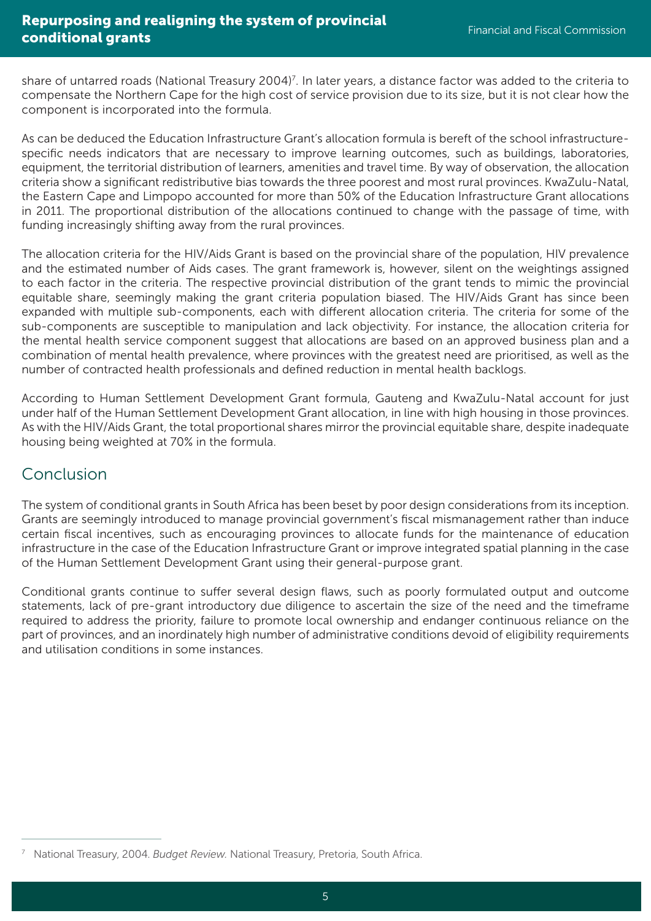share of untarred roads (National Treasury 2004)[7]. In later years, a distance factor was added to the criteria to compensate the Northern Cape for the high cost of service provision due to its size, but it is not clear how the component is incorporated into the formula.

As can be deduced the Education Infrastructure Grant's allocation formula is bereft of the school infrastructure-specific needs indicators that are necessary to improve learning outcomes, such as buildings, laboratories, equipment, the territorial distribution of learners, amenities and travel time. By way of observation, the allocation criteria show a significant redistributive bias towards the three poorest and most rural provinces. KwaZulu-Natal, the Eastern Cape and Limpopo accounted for more than 50% of the Education Infrastructure Grant allocations in 2011. The proportional distribution of the allocations continued to change with the passage of time, with funding increasingly shifting away from the rural provinces.

The allocation criteria for the HIV/Aids Grant is based on the provincial share of the population, HIV prevalence and the estimated number of Aids cases. The grant framework is, however, silent on the weightings assigned to each factor in the criteria. The respective provincial distribution of the grant tends to mimic the provincial equitable share, seemingly making the grant criteria population biased. The HIV/Aids Grant has since been expanded with multiple sub-components, each with different allocation criteria. The criteria for some of the sub-components are susceptible to manipulation and lack objectivity. For instance, the allocation criteria for the mental health service component suggest that allocations are based on an approved business plan and a combination of mental health prevalence, where provinces with the greatest need are prioritised, as well as the number of contracted health professionals and defined reduction in mental health backlogs.

According to Human Settlement Development Grant formula, Gauteng and KwaZulu-Natal account for just under half of the Human Settlement Development Grant allocation, in line with high housing in those provinces. As with the HIV/Aids Grant, the total proportional shares mirror the provincial equitable share, despite inadequate housing being weighted at 70% in the formula.

## Conclusion

The system of conditional grants in South Africa has been beset by poor design considerations from its inception. Grants are seemingly introduced to manage provincial government's fiscal mismanagement rather than induce certain fiscal incentives, such as encouraging provinces to allocate funds for the maintenance of education infrastructure in the case of the Education Infrastructure Grant or improve integrated spatial planning in the case of the Human Settlement Development Grant using their general-purpose grant.

Conditional grants continue to suffer several design flaws, such as poorly formulated output and outcome statements, lack of pre-grant introductory due diligence to ascertain the size of the need and the timeframe required to address the priority, failure to promote local ownership and endanger continuous reliance on the part of provinces, and an inordinately high number of administrative conditions devoid of eligibility requirements and utilisation conditions in some instances.

---

[7] National Treasury, 2004. *Budget Review.* National Treasury, Pretoria, South Africa.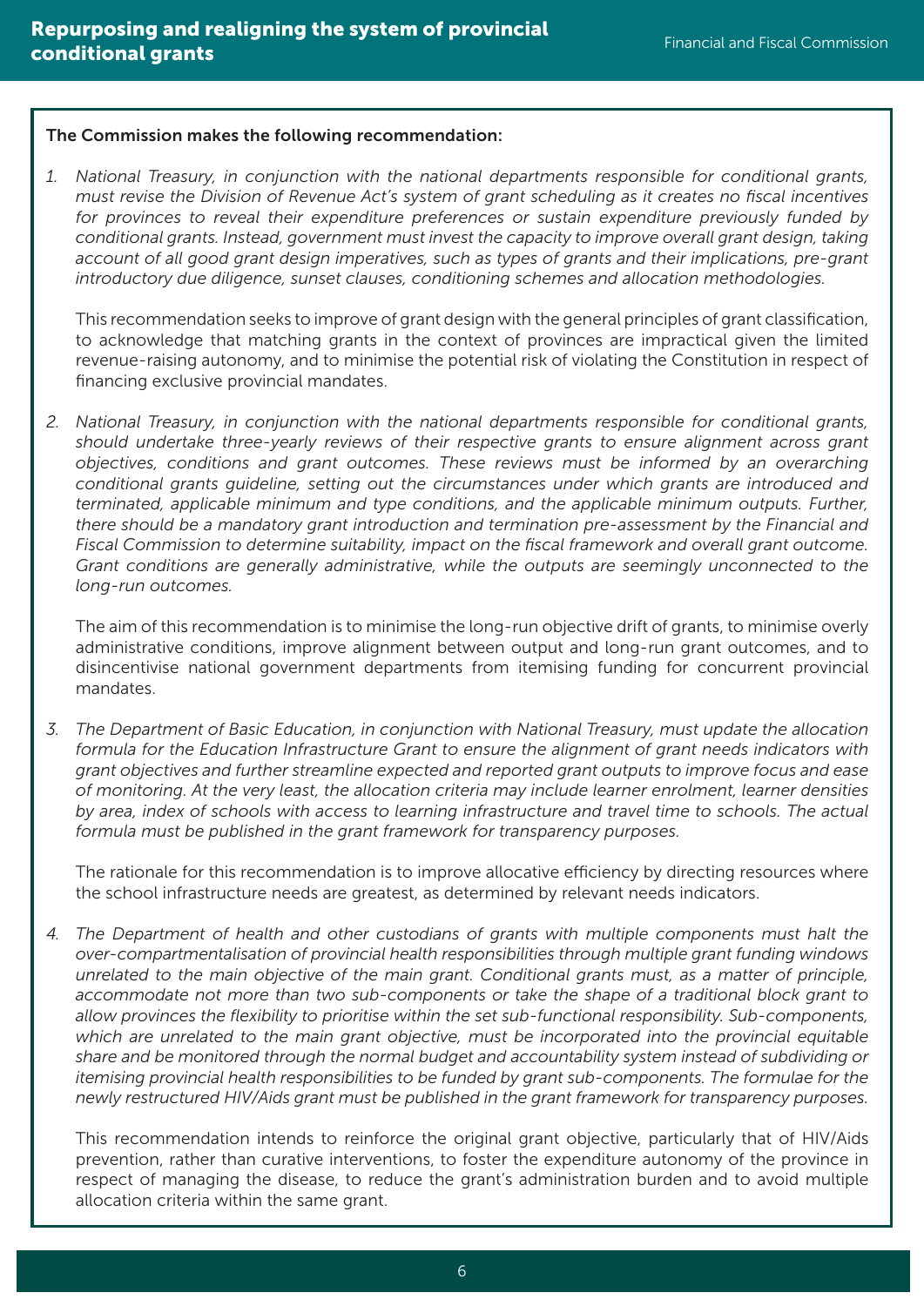**The Commission makes the following recommendation:**

1. *National Treasury, in conjunction with the national departments responsible for conditional grants, must revise the Division of Revenue Act's system of grant scheduling as it creates no fiscal incentives for provinces to reveal their expenditure preferences or sustain expenditure previously funded by conditional grants. Instead, government must invest the capacity to improve overall grant design, taking account of all good grant design imperatives, such as types of grants and their implications, pre-grant introductory due diligence, sunset clauses, conditioning schemes and allocation methodologies.*

   This recommendation seeks to improve of grant design with the general principles of grant classification, to acknowledge that matching grants in the context of provinces are impractical given the limited revenue-raising autonomy, and to minimise the potential risk of violating the Constitution in respect of financing exclusive provincial mandates.

2. *National Treasury, in conjunction with the national departments responsible for conditional grants, should undertake three-yearly reviews of their respective grants to ensure alignment across grant objectives, conditions and grant outcomes. These reviews must be informed by an overarching conditional grants guideline, setting out the circumstances under which grants are introduced and terminated, applicable minimum and type conditions, and the applicable minimum outputs. Further, there should be a mandatory grant introduction and termination pre-assessment by the Financial and Fiscal Commission to determine suitability, impact on the fiscal framework and overall grant outcome. Grant conditions are generally administrative, while the outputs are seemingly unconnected to the long-run outcomes.*

   The aim of this recommendation is to minimise the long-run objective drift of grants, to minimise overly administrative conditions, improve alignment between output and long-run grant outcomes, and to disincentivise national government departments from itemising funding for concurrent provincial mandates.

3. *The Department of Basic Education, in conjunction with National Treasury, must update the allocation formula for the Education Infrastructure Grant to ensure the alignment of grant needs indicators with grant objectives and further streamline expected and reported grant outputs to improve focus and ease of monitoring. At the very least, the allocation criteria may include learner enrolment, learner densities by area, index of schools with access to learning infrastructure and travel time to schools. The actual formula must be published in the grant framework for transparency purposes.*

   The rationale for this recommendation is to improve allocative efficiency by directing resources where the school infrastructure needs are greatest, as determined by relevant needs indicators.

4. *The Department of health and other custodians of grants with multiple components must halt the over-compartmentalisation of provincial health responsibilities through multiple grant funding windows unrelated to the main objective of the main grant. Conditional grants must, as a matter of principle, accommodate not more than two sub-components or take the shape of a traditional block grant to allow provinces the flexibility to prioritise within the set sub-functional responsibility. Sub-components, which are unrelated to the main grant objective, must be incorporated into the provincial equitable share and be monitored through the normal budget and accountability system instead of subdividing or itemising provincial health responsibilities to be funded by grant sub-components. The formulae for the newly restructured HIV/Aids grant must be published in the grant framework for transparency purposes.*

   This recommendation intends to reinforce the original grant objective, particularly that of HIV/Aids prevention, rather than curative interventions, to foster the expenditure autonomy of the province in respect of managing the disease, to reduce the grant's administration burden and to avoid multiple allocation criteria within the same grant.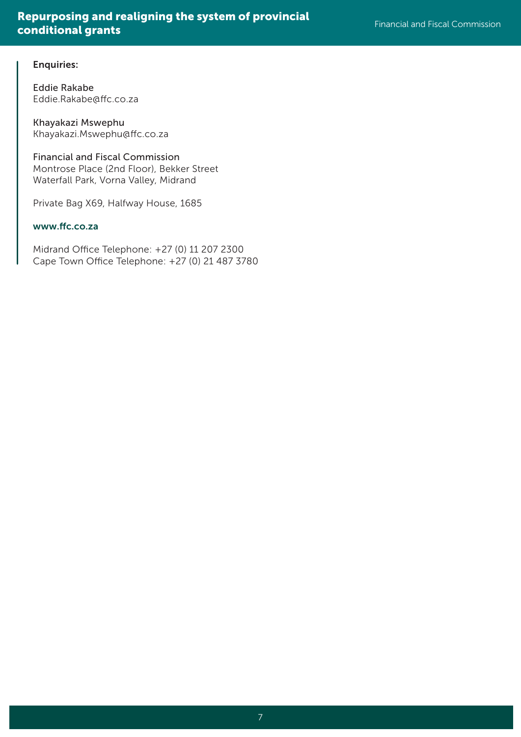**Enquiries:**

Eddie Rakabe
Eddie.Rakabe@ffc.co.za

Khayakazi Mswephu
Khayakazi.Mswephu@ffc.co.za

Financial and Fiscal Commission
Montrose Place (2nd Floor), Bekker Street
Waterfall Park, Vorna Valley, Midrand

Private Bag X69, Halfway House, 1685

**www.ffc.co.za**

Midrand Office Telephone: +27 (0) 11 207 2300
Cape Town Office Telephone: +27 (0) 21 487 3780